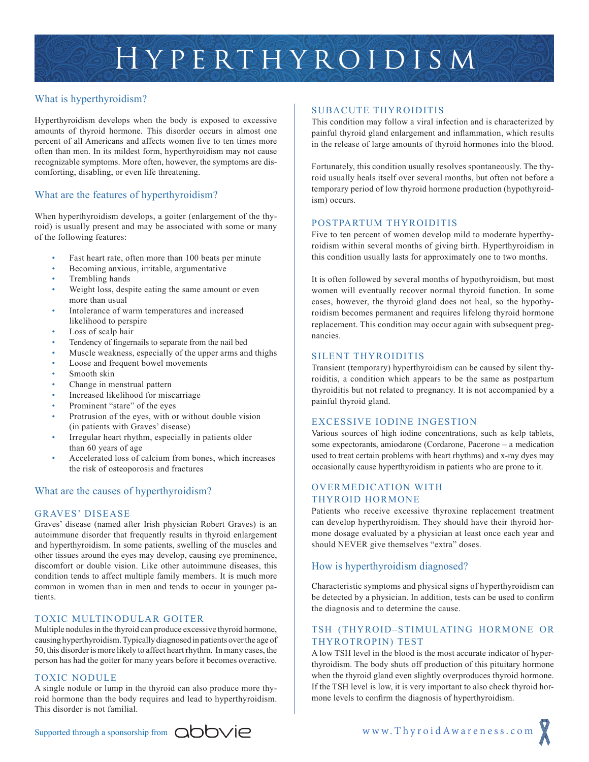# Hyperthyroidism

## What is hyperthyroidism?

Hyperthyroidism develops when the body is exposed to excessive amounts of thyroid hormone. This disorder occurs in almost one percent of all Americans and affects women five to ten times more often than men. In its mildest form, hyperthyroidism may not cause recognizable symptoms. More often, however, the symptoms are discomforting, disabling, or even life threatening.

## What are the features of hyperthyroidism?

When hyperthyroidism develops, a goiter (enlargement of the thyroid) is usually present and may be associated with some or many of the following features:

- Fast heart rate, often more than 100 beats per minute
- Becoming anxious, irritable, argumentative
- Trembling hands
- Weight loss, despite eating the same amount or even more than usual
- Intolerance of warm temperatures and increased likelihood to perspire
- Loss of scalp hair
- Tendency of fingernails to separate from the nail bed
- Muscle weakness, especially of the upper arms and thighs
- Loose and frequent bowel movements
- Smooth skin
- Change in menstrual pattern
- Increased likelihood for miscarriage
- Prominent "stare" of the eyes
- Protrusion of the eyes, with or without double vision (in patients with Graves' disease)
- Irregular heart rhythm, especially in patients older than 60 years of age
- Accelerated loss of calcium from bones, which increases the risk of osteoporosis and fractures

## What are the causes of hyperthyroidism?

### GRAVES' DISEASE

Graves' disease (named after Irish physician Robert Graves) is an autoimmune disorder that frequently results in thyroid enlargement and hyperthyroidism. In some patients, swelling of the muscles and other tissues around the eyes may develop, causing eye prominence, discomfort or double vision. Like other autoimmune diseases, this condition tends to affect multiple family members. It is much more common in women than in men and tends to occur in younger patients.

### TOXIC MULTINODULAR GOITER

Multiple nodules in the thyroid can produce excessive thyroid hormone, causing hyperthyroidism. Typically diagnosed in patients over the age of 50, this disorder is more likely to affect heart rhythm. In many cases, the person has had the goiter for many years before it becomes overactive.

### TOXIC NODULE

A single nodule or lump in the thyroid can also produce more thyroid hormone than the body requires and lead to hyperthyroidism. This disorder is not familial.

### SUBACUTE THYROIDITIS

This condition may follow a viral infection and is characterized by painful thyroid gland enlargement and inflammation, which results in the release of large amounts of thyroid hormones into the blood.

Fortunately, this condition usually resolves spontaneously. The thyroid usually heals itself over several months, but often not before a temporary period of low thyroid hormone production (hypothyroidism) occurs.

### POSTPARTUM THYROIDITIS

Five to ten percent of women develop mild to moderate hyperthyroidism within several months of giving birth. Hyperthyroidism in this condition usually lasts for approximately one to two months.

It is often followed by several months of hypothyroidism, but most women will eventually recover normal thyroid function. In some cases, however, the thyroid gland does not heal, so the hypothyroidism becomes permanent and requires lifelong thyroid hormone replacement. This condition may occur again with subsequent pregnancies.

### SILENT THYROIDITIS

Transient (temporary) hyperthyroidism can be caused by silent thyroiditis, a condition which appears to be the same as postpartum thyroiditis but not related to pregnancy. It is not accompanied by a painful thyroid gland.

### EXCESSIVE IODINE INGESTION

Various sources of high iodine concentrations, such as kelp tablets, some expectorants, amiodarone (Cordarone, Pacerone – a medication used to treat certain problems with heart rhythms) and x-ray dyes may occasionally cause hyperthyroidism in patients who are prone to it.

### OVERMEDICATION WITH THYROID HORMONE

Patients who receive excessive thyroxine replacement treatment can develop hyperthyroidism. They should have their thyroid hormone dosage evaluated by a physician at least once each year and should NEVER give themselves "extra" doses.

## How is hyperthyroidism diagnosed?

Characteristic symptoms and physical signs of hyperthyroidism can be detected by a physician. In addition, tests can be used to confirm the diagnosis and to determine the cause.

### TSH (THYROID–STIMULATING HORMONE OR THYROTROPIN) TEST

A low TSH level in the blood is the most accurate indicator of hyperthyroidism. The body shuts off production of this pituitary hormone when the thyroid gland even slightly overproduces thyroid hormone. If the TSH level is low, it is very important to also check thyroid hormone levels to confirm the diagnosis of hyperthyroidism.

Supported through a sponsorship from abbvie

www.ThyroidAwareness.com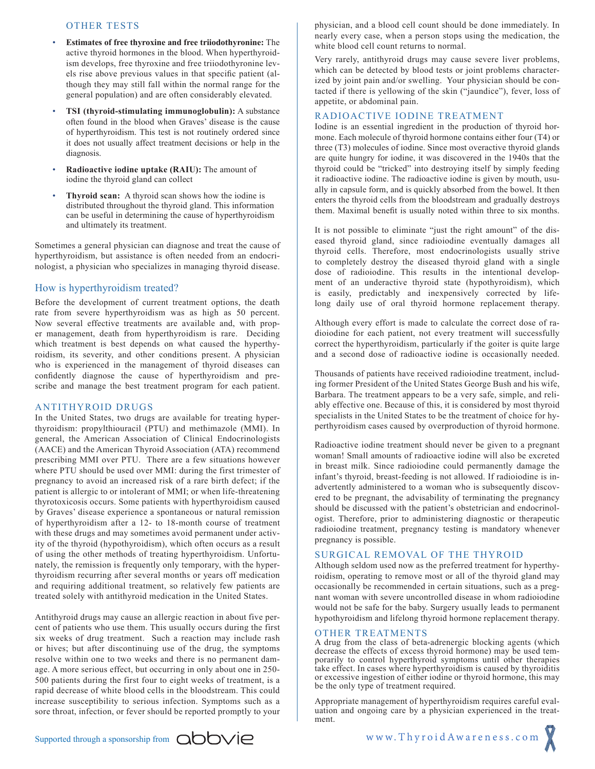### OTHER TESTS

- **Estimates of free thyroxine and free triiodothyronine:** The active thyroid hormones in the blood. When hyperthyroidism develops, free thyroxine and free triiodothyronine levels rise above previous values in that specific patient (although they may still fall within the normal range for the general population) and are often considerably elevated.
- **TSI (thyroid-stimulating immunoglobulin):** A substance often found in the blood when Graves' disease is the cause of hyperthyroidism. This test is not routinely ordered since it does not usually affect treatment decisions or help in the diagnosis.
- **Radioactive iodine uptake (RAIU):** The amount of iodine the thyroid gland can collect
- **Thyroid scan:** A thyroid scan shows how the iodine is distributed throughout the thyroid gland. This information can be useful in determining the cause of hyperthyroidism and ultimately its treatment.

Sometimes a general physician can diagnose and treat the cause of hyperthyroidism, but assistance is often needed from an endocrinologist, a physician who specializes in managing thyroid disease.

## How is hyperthyroidism treated?

Before the development of current treatment options, the death rate from severe hyperthyroidism was as high as 50 percent. Now several effective treatments are available and, with proper management, death from hyperthyroidism is rare. Deciding which treatment is best depends on what caused the hyperthyroidism, its severity, and other conditions present. A physician who is experienced in the management of thyroid diseases can confidently diagnose the cause of hyperthyroidism and prescribe and manage the best treatment program for each patient.

### ANTITHYROID DRUGS

In the United States, two drugs are available for treating hyperthyroidism: propylthiouracil (PTU) and methimazole (MMI). In general, the American Association of Clinical Endocrinologists (AACE) and the American Thyroid Association (ATA) recommend prescribing MMI over PTU. There are a few situations however where PTU should be used over MMI: during the first trimester of pregnancy to avoid an increased risk of a rare birth defect; if the patient is allergic to or intolerant of MMI; or when life-threatening thyrotoxicosis occurs. Some patients with hyperthyroidism caused by Graves' disease experience a spontaneous or natural remission of hyperthyroidism after a 12- to 18-month course of treatment with these drugs and may sometimes avoid permanent under activity of the thyroid (hypothyroidism), which often occurs as a result of using the other methods of treating hyperthyroidism. Unfortunately, the remission is frequently only temporary, with the hyperthyroidism recurring after several months or years off medication and requiring additional treatment, so relatively few patients are treated solely with antithyroid medication in the United States.

Antithyroid drugs may cause an allergic reaction in about five percent of patients who use them. This usually occurs during the first six weeks of drug treatment. Such a reaction may include rash or hives; but after discontinuing use of the drug, the symptoms resolve within one to two weeks and there is no permanent damage. A more serious effect, but occurring in only about one in 250-500 patients during the first four to eight weeks of treatment, is a rapid decrease of white blood cells in the bloodstream. This could increase susceptibility to serious infection. Symptoms such as a sore throat, infection, or fever should be reported promptly to your physician, and a blood cell count should be done immediately. In nearly every case, when a person stops using the medication, the white blood cell count returns to normal.

Very rarely, antithyroid drugs may cause severe liver problems, which can be detected by blood tests or joint problems characterized by joint pain and/or swelling. Your physician should be contacted if there is yellowing of the skin ("jaundice"), fever, loss of appetite, or abdominal pain.

### RADIOACTIVE IODINE TREATMENT

Iodine is an essential ingredient in the production of thyroid hormone. Each molecule of thyroid hormone contains either four (T4) or three (T3) molecules of iodine. Since most overactive thyroid glands are quite hungry for iodine, it was discovered in the 1940s that the thyroid could be "tricked" into destroying itself by simply feeding it radioactive iodine. The radioactive iodine is given by mouth, usually in capsule form, and is quickly absorbed from the bowel. It then enters the thyroid cells from the bloodstream and gradually destroys them. Maximal benefit is usually noted within three to six months.

It is not possible to eliminate "just the right amount" of the diseased thyroid gland, since radioiodine eventually damages all thyroid cells. Therefore, most endocrinologists usually strive to completely destroy the diseased thyroid gland with a single dose of radioiodine. This results in the intentional development of an underactive thyroid state (hypothyroidism), which is easily, predictably and inexpensively corrected by lifelong daily use of oral thyroid hormone replacement therapy.

Although every effort is made to calculate the correct dose of radioiodine for each patient, not every treatment will successfully correct the hyperthyroidism, particularly if the goiter is quite large and a second dose of radioactive iodine is occasionally needed.

Thousands of patients have received radioiodine treatment, including former President of the United States George Bush and his wife, Barbara. The treatment appears to be a very safe, simple, and reliably effective one. Because of this, it is considered by most thyroid specialists in the United States to be the treatment of choice for hyperthyroidism cases caused by overproduction of thyroid hormone.

Radioactive iodine treatment should never be given to a pregnant woman! Small amounts of radioactive iodine will also be excreted in breast milk. Since radioiodine could permanently damage the infant's thyroid, breast-feeding is not allowed. If radioiodine is inadvertently administered to a woman who is subsequently discovered to be pregnant, the advisability of terminating the pregnancy should be discussed with the patient's obstetrician and endocrinologist. Therefore, prior to administering diagnostic or therapeutic radioiodine treatment, pregnancy testing is mandatory whenever pregnancy is possible.

### SURGICAL REMOVAL OF THE THYROID

Although seldom used now as the preferred treatment for hyperthyroidism, operating to remove most or all of the thyroid gland may occasionally be recommended in certain situations, such as a pregnant woman with severe uncontrolled disease in whom radioiodine would not be safe for the baby. Surgery usually leads to permanent hypothyroidism and lifelong thyroid hormone replacement therapy.

### OTHER TREATMENTS

A drug from the class of beta-adrenergic blocking agents (which decrease the effects of excess thyroid hormone) may be used temporarily to control hyperthyroid symptoms until other therapies take effect. In cases where hyperthyroidism is caused by thyroiditis or excessive ingestion of either iodine or thyroid hormone, this may be the only type of treatment required.

Appropriate management of hyperthyroidism requires careful evaluation and ongoing care by a physician experienced in the treatment.

Supported through a sponsorship from abbvie

www.ThyroidAwareness.com